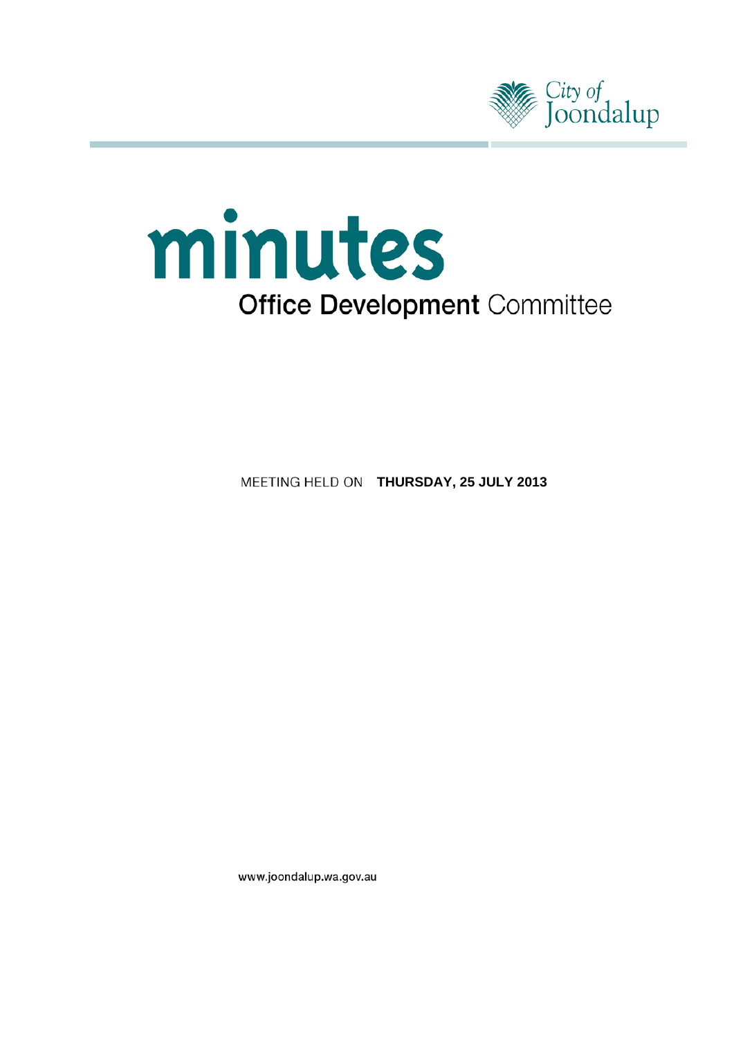City of Joondalup

# minutes

## **Office Development** Committee

MEETING HELD ON **THURSDAY, 25 JULY 2013**

www.joondalup.wa.gov.au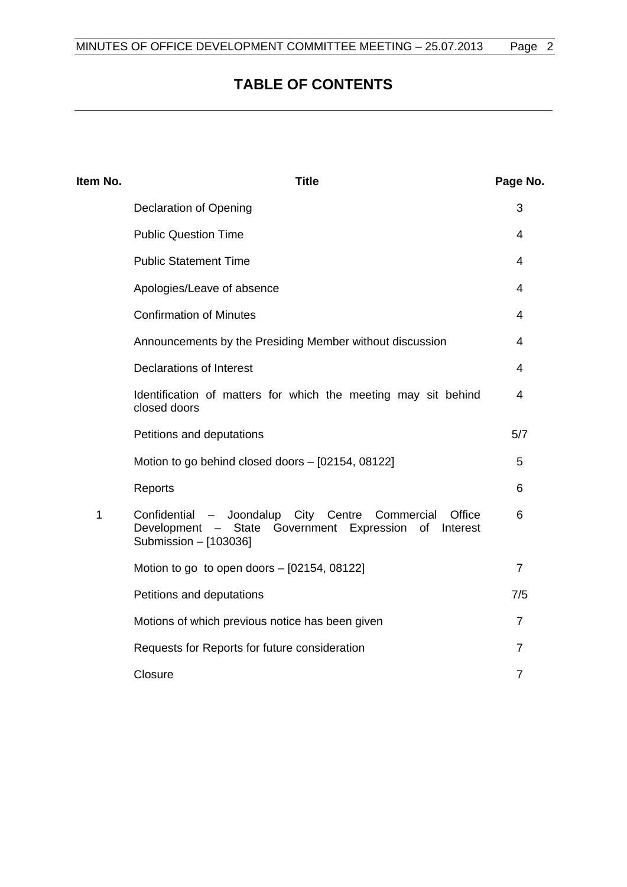# TABLE OF CONTENTS

| Item No. | Title | Page No. |
|---|---|---|
| | Declaration of Opening | 3 |
| | Public Question Time | 4 |
| | Public Statement Time | 4 |
| | Apologies/Leave of absence | 4 |
| | Confirmation of Minutes | 4 |
| | Announcements by the Presiding Member without discussion | 4 |
| | Declarations of Interest | 4 |
| | Identification of matters for which the meeting may sit behind closed doors | 4 |
| | Petitions and deputations | 5/7 |
| | Motion to go behind closed doors – [02154, 08122] | 5 |
| | Reports | 6 |
| 1 | Confidential – Joondalup City Centre Commercial Office Development – State Government Expression of Interest Submission – [103036] | 6 |
| | Motion to go to open doors – [02154, 08122] | 7 |
| | Petitions and deputations | 7/5 |
| | Motions of which previous notice has been given | 7 |
| | Requests for Reports for future consideration | 7 |
| | Closure | 7 |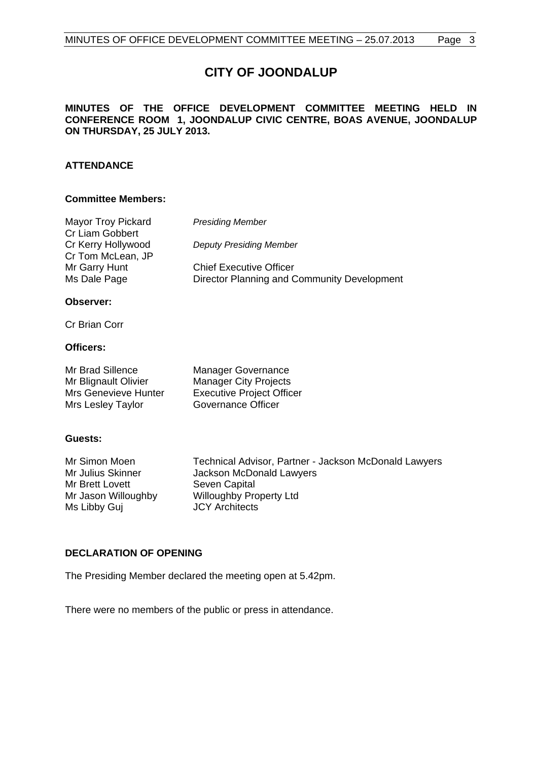# CITY OF JOONDALUP

**MINUTES OF THE OFFICE DEVELOPMENT COMMITTEE MEETING HELD IN CONFERENCE ROOM 1, JOONDALUP CIVIC CENTRE, BOAS AVENUE, JOONDALUP ON THURSDAY, 25 JULY 2013.**

## ATTENDANCE

### Committee Members:

| | |
|---|---|
| Mayor Troy Pickard | *Presiding Member* |
| Cr Liam Gobbert | |
| Cr Kerry Hollywood | *Deputy Presiding Member* |
| Cr Tom McLean, JP | |
| Mr Garry Hunt | Chief Executive Officer |
| Ms Dale Page | Director Planning and Community Development |

### Observer:

Cr Brian Corr

### Officers:

| | |
|---|---|
| Mr Brad Sillence | Manager Governance |
| Mr Blignault Olivier | Manager City Projects |
| Mrs Genevieve Hunter | Executive Project Officer |
| Mrs Lesley Taylor | Governance Officer |

### Guests:

| | |
|---|---|
| Mr Simon Moen | Technical Advisor, Partner - Jackson McDonald Lawyers |
| Mr Julius Skinner | Jackson McDonald Lawyers |
| Mr Brett Lovett | Seven Capital |
| Mr Jason Willoughby | Willoughby Property Ltd |
| Ms Libby Guj | JCY Architects |

## DECLARATION OF OPENING

The Presiding Member declared the meeting open at 5.42pm.

There were no members of the public or press in attendance.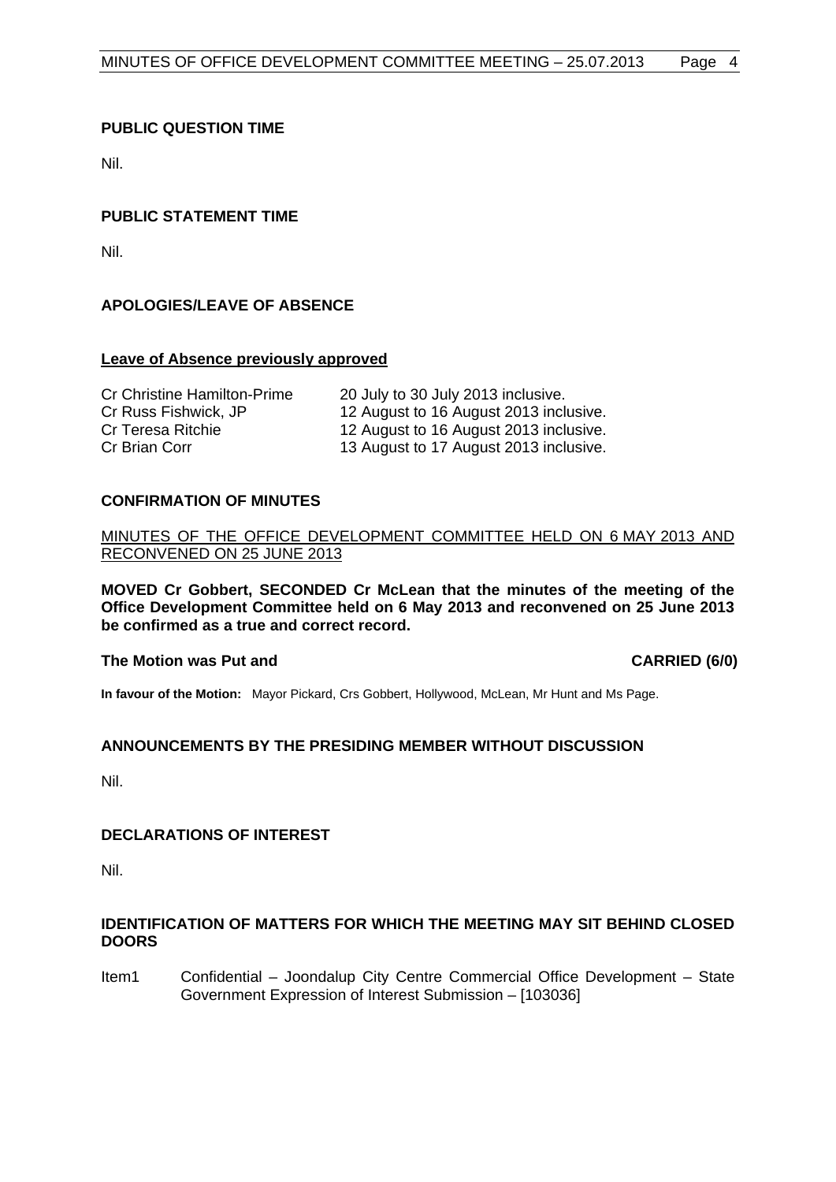## PUBLIC QUESTION TIME

Nil.

## PUBLIC STATEMENT TIME

Nil.

## APOLOGIES/LEAVE OF ABSENCE

### Leave of Absence previously approved

| | |
|---|---|
| Cr Christine Hamilton-Prime | 20 July to 30 July 2013 inclusive. |
| Cr Russ Fishwick, JP | 12 August to 16 August 2013 inclusive. |
| Cr Teresa Ritchie | 12 August to 16 August 2013 inclusive. |
| Cr Brian Corr | 13 August to 17 August 2013 inclusive. |

## CONFIRMATION OF MINUTES

MINUTES OF THE OFFICE DEVELOPMENT COMMITTEE HELD ON 6 MAY 2013 AND RECONVENED ON 25 JUNE 2013

**MOVED Cr Gobbert, SECONDED Cr McLean that the minutes of the meeting of the Office Development Committee held on 6 May 2013 and reconvened on 25 June 2013 be confirmed as a true and correct record.**

**The Motion was Put and CARRIED (6/0)**

**In favour of the Motion:** Mayor Pickard, Crs Gobbert, Hollywood, McLean, Mr Hunt and Ms Page.

## ANNOUNCEMENTS BY THE PRESIDING MEMBER WITHOUT DISCUSSION

Nil.

## DECLARATIONS OF INTEREST

Nil.

## IDENTIFICATION OF MATTERS FOR WHICH THE MEETING MAY SIT BEHIND CLOSED DOORS

Item1 Confidential – Joondalup City Centre Commercial Office Development – State Government Expression of Interest Submission – [103036]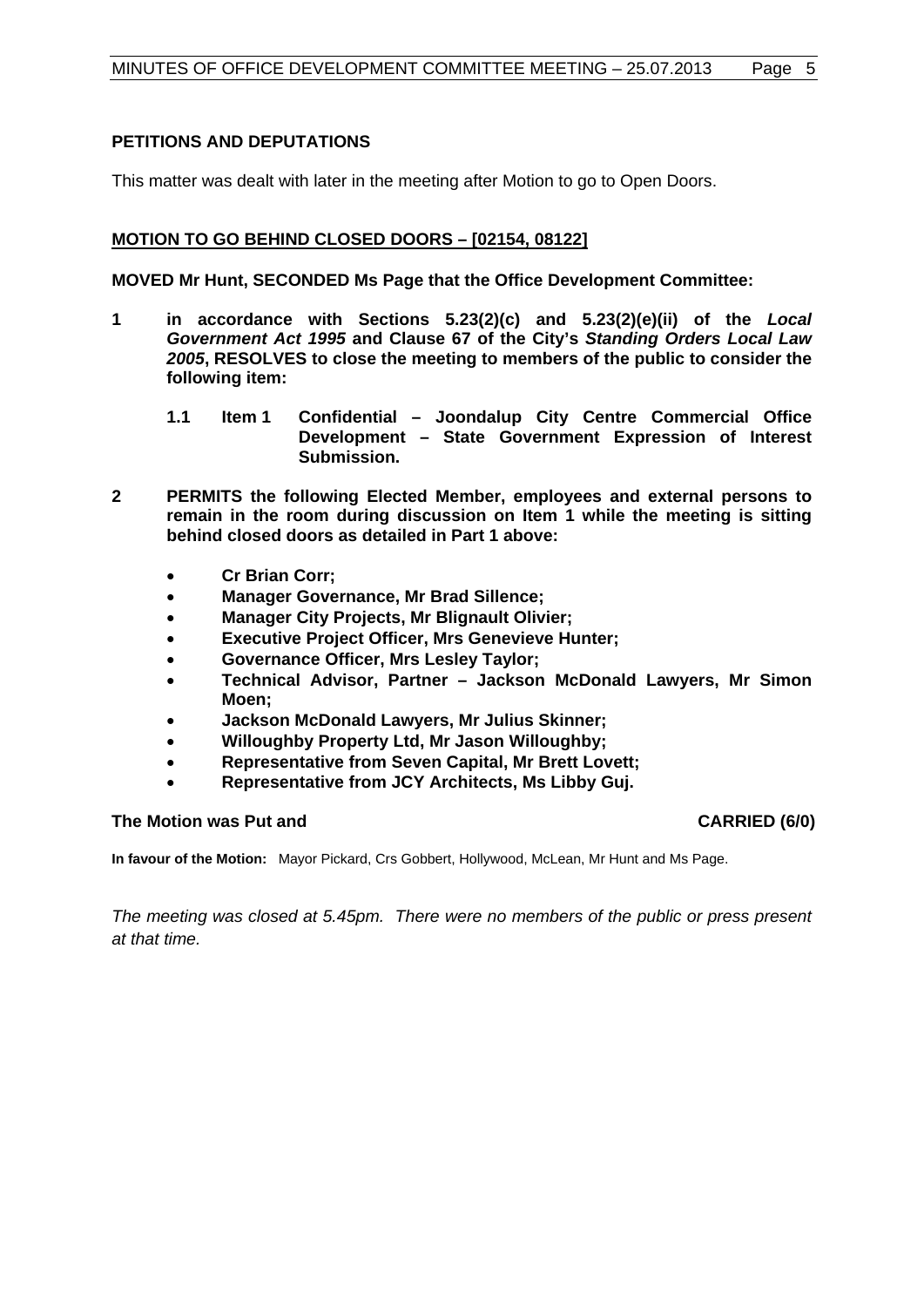## PETITIONS AND DEPUTATIONS

This matter was dealt with later in the meeting after Motion to go to Open Doors.

## MOTION TO GO BEHIND CLOSED DOORS – [02154, 08122]

**MOVED Mr Hunt, SECONDED Ms Page that the Office Development Committee:**

**1 in accordance with Sections 5.23(2)(c) and 5.23(2)(e)(ii) of the *Local Government Act 1995* and Clause 67 of the City's *Standing Orders Local Law 2005*, RESOLVES to close the meeting to members of the public to consider the following item:**

**1.1 Item 1 Confidential – Joondalup City Centre Commercial Office Development – State Government Expression of Interest Submission.**

**2 PERMITS the following Elected Member, employees and external persons to remain in the room during discussion on Item 1 while the meeting is sitting behind closed doors as detailed in Part 1 above:**

- **Cr Brian Corr;**
- **Manager Governance, Mr Brad Sillence;**
- **Manager City Projects, Mr Blignault Olivier;**
- **Executive Project Officer, Mrs Genevieve Hunter;**
- **Governance Officer, Mrs Lesley Taylor;**
- **Technical Advisor, Partner – Jackson McDonald Lawyers, Mr Simon Moen;**
- **Jackson McDonald Lawyers, Mr Julius Skinner;**
- **Willoughby Property Ltd, Mr Jason Willoughby;**
- **Representative from Seven Capital, Mr Brett Lovett;**
- **Representative from JCY Architects, Ms Libby Guj.**

**The Motion was Put and CARRIED (6/0)**

**In favour of the Motion:** Mayor Pickard, Crs Gobbert, Hollywood, McLean, Mr Hunt and Ms Page.

*The meeting was closed at 5.45pm. There were no members of the public or press present at that time.*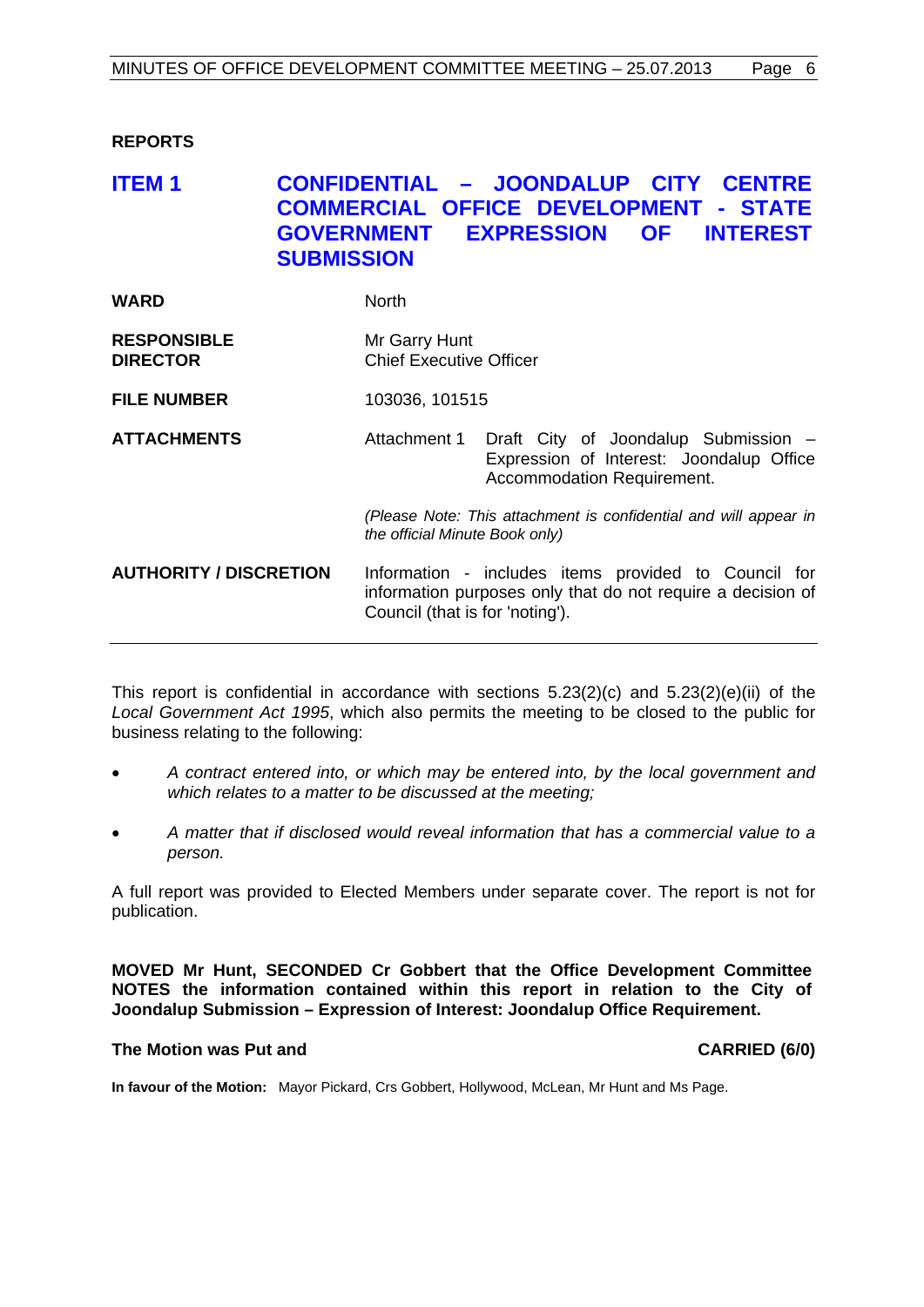**REPORTS**

## ITEM 1 CONFIDENTIAL – JOONDALUP CITY CENTRE COMMERCIAL OFFICE DEVELOPMENT - STATE GOVERNMENT EXPRESSION OF INTEREST SUBMISSION

| | |
|---|---|
| **WARD** | North |
| **RESPONSIBLE DIRECTOR** | Mr Garry Hunt<br>Chief Executive Officer |
| **FILE NUMBER** | 103036, 101515 |
| **ATTACHMENTS** | Attachment 1 Draft City of Joondalup Submission – Expression of Interest: Joondalup Office Accommodation Requirement.<br><br>*(Please Note: This attachment is confidential and will appear in the official Minute Book only)* |
| **AUTHORITY / DISCRETION** | Information - includes items provided to Council for information purposes only that do not require a decision of Council (that is for 'noting'). |

This report is confidential in accordance with sections 5.23(2)(c) and 5.23(2)(e)(ii) of the *Local Government Act 1995*, which also permits the meeting to be closed to the public for business relating to the following:

- *A contract entered into, or which may be entered into, by the local government and which relates to a matter to be discussed at the meeting;*
- *A matter that if disclosed would reveal information that has a commercial value to a person.*

A full report was provided to Elected Members under separate cover. The report is not for publication.

**MOVED Mr Hunt, SECONDED Cr Gobbert that the Office Development Committee NOTES the information contained within this report in relation to the City of Joondalup Submission – Expression of Interest: Joondalup Office Requirement.**

**The Motion was Put and CARRIED (6/0)**

**In favour of the Motion:** Mayor Pickard, Crs Gobbert, Hollywood, McLean, Mr Hunt and Ms Page.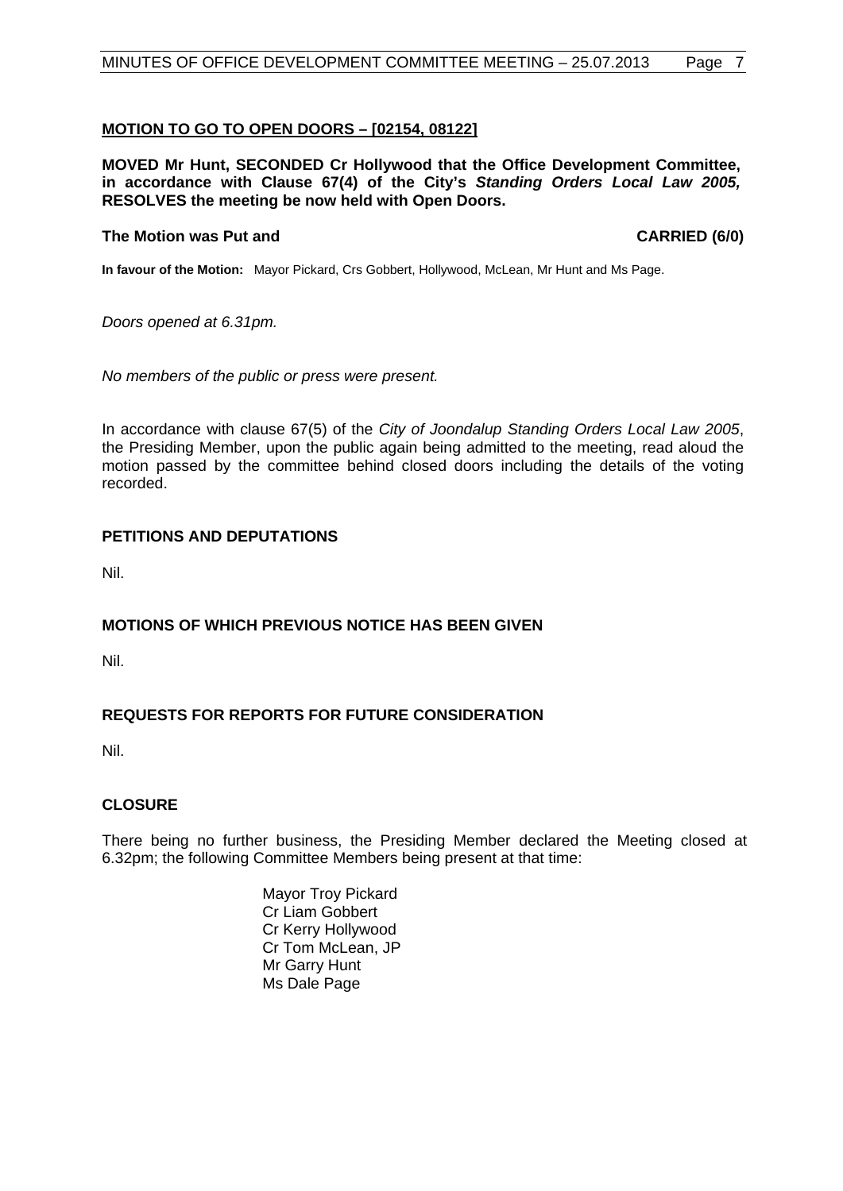**MOTION TO GO TO OPEN DOORS – [02154, 08122]**

**MOVED Mr Hunt, SECONDED Cr Hollywood that the Office Development Committee, in accordance with Clause 67(4) of the City's *Standing Orders Local Law 2005,* RESOLVES the meeting be now held with Open Doors.**

**The Motion was Put and CARRIED (6/0)**

**In favour of the Motion:** Mayor Pickard, Crs Gobbert, Hollywood, McLean, Mr Hunt and Ms Page.

*Doors opened at 6.31pm.*

*No members of the public or press were present.*

In accordance with clause 67(5) of the *City of Joondalup Standing Orders Local Law 2005*, the Presiding Member, upon the public again being admitted to the meeting, read aloud the motion passed by the committee behind closed doors including the details of the voting recorded.

## PETITIONS AND DEPUTATIONS

Nil.

## MOTIONS OF WHICH PREVIOUS NOTICE HAS BEEN GIVEN

Nil.

## REQUESTS FOR REPORTS FOR FUTURE CONSIDERATION

Nil.

## CLOSURE

There being no further business, the Presiding Member declared the Meeting closed at 6.32pm; the following Committee Members being present at that time:

Mayor Troy Pickard
Cr Liam Gobbert
Cr Kerry Hollywood
Cr Tom McLean, JP
Mr Garry Hunt
Ms Dale Page